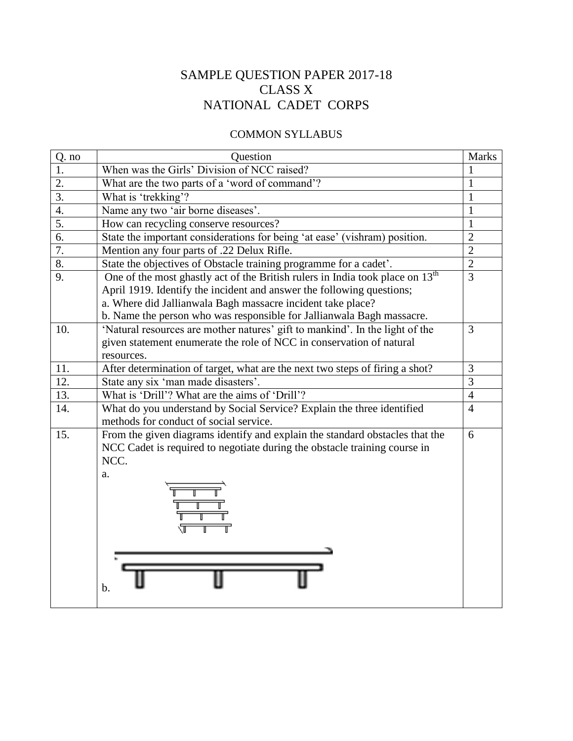# SAMPLE QUESTION PAPER 2017-18
## CLASS X
## NATIONAL CADET CORPS

### COMMON SYLLABUS

| Q. no | Question | Marks |
|---|---|---|
| 1. | When was the Girls' Division of NCC raised? | 1 |
| 2. | What are the two parts of a 'word of command'? | 1 |
| 3. | What is 'trekking'? | 1 |
| 4. | Name any two 'air borne diseases'. | 1 |
| 5. | How can recycling conserve resources? | 1 |
| 6. | State the important considerations for being 'at ease' (vishram) position. | 2 |
| 7. | Mention any four parts of .22 Delux Rifle. | 2 |
| 8. | State the objectives of Obstacle training programme for a cadet'. | 2 |
| 9. | One of the most ghastly act of the British rulers in India took place on 13th April 1919. Identify the incident and answer the following questions;<br>a. Where did Jallianwala Bagh massacre incident take place?<br>b. Name the person who was responsible for Jallianwala Bagh massacre. | 3 |
| 10. | 'Natural resources are mother natures' gift to mankind'. In the light of the given statement enumerate the role of NCC in conservation of natural resources. | 3 |
| 11. | After determination of target, what are the next two steps of firing a shot? | 3 |
| 12. | State any six 'man made disasters'. | 3 |
| 13. | What is 'Drill'? What are the aims of 'Drill'? | 4 |
| 14. | What do you understand by Social Service? Explain the three identified methods for conduct of social service. | 4 |
| 15. | From the given diagrams identify and explain the standard obstacles that the NCC Cadet is required to negotiate during the obstacle training course in NCC.<br>a.<br>b. | 6 |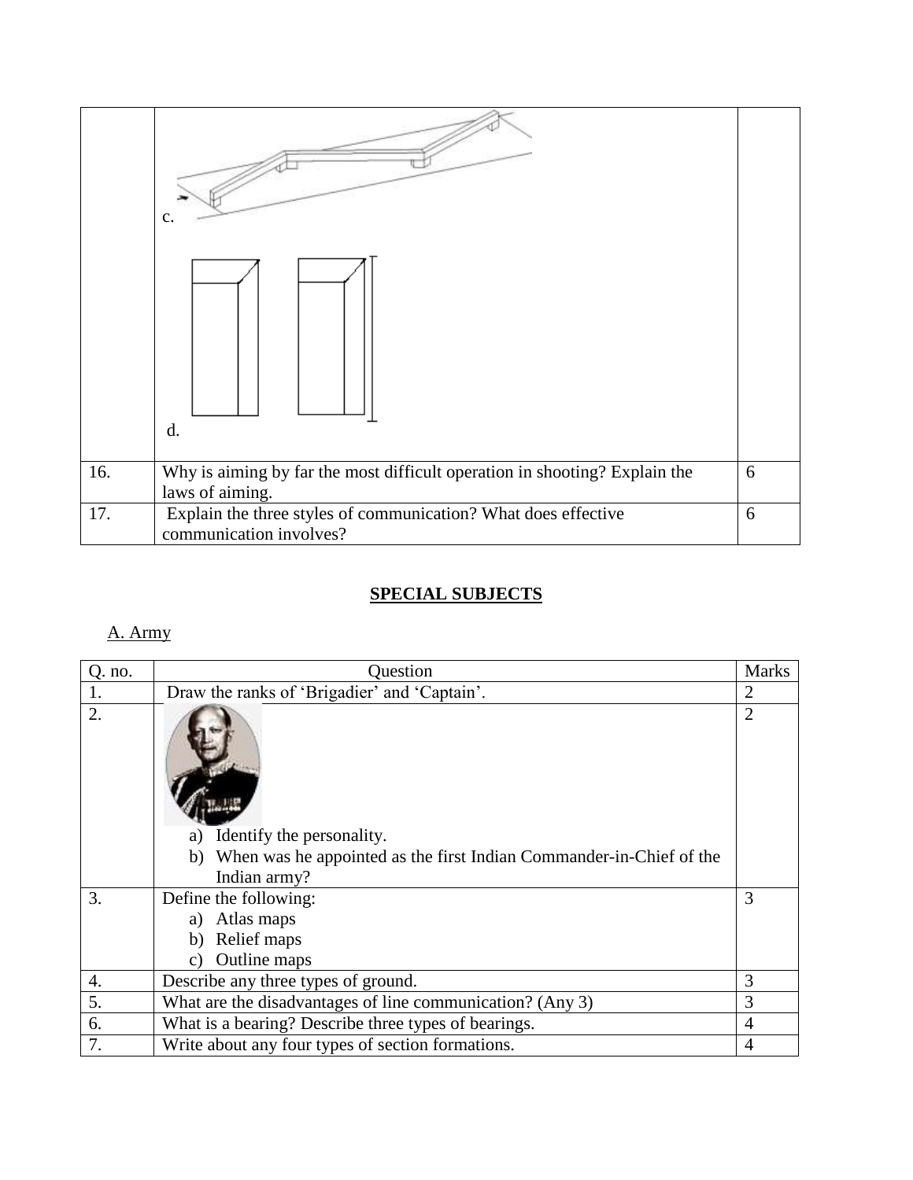| | c. | |
|---|---|---|
| | d. | |
| 16. | Why is aiming by far the most difficult operation in shooting? Explain the laws of aiming. | 6 |
| 17. | Explain the three styles of communication? What does effective communication involves? | 6 |

## SPECIAL SUBJECTS

A. Army

| Q. no. | Question | Marks |
|---|---|---|
| 1. | Draw the ranks of 'Brigadier' and 'Captain'. | 2 |
| 2. | a) Identify the personality.<br>b) When was he appointed as the first Indian Commander-in-Chief of the Indian army? | 2 |
| 3. | Define the following:<br>a) Atlas maps<br>b) Relief maps<br>c) Outline maps | 3 |
| 4. | Describe any three types of ground. | 3 |
| 5. | What are the disadvantages of line communication? (Any 3) | 3 |
| 6. | What is a bearing? Describe three types of bearings. | 4 |
| 7. | Write about any four types of section formations. | 4 |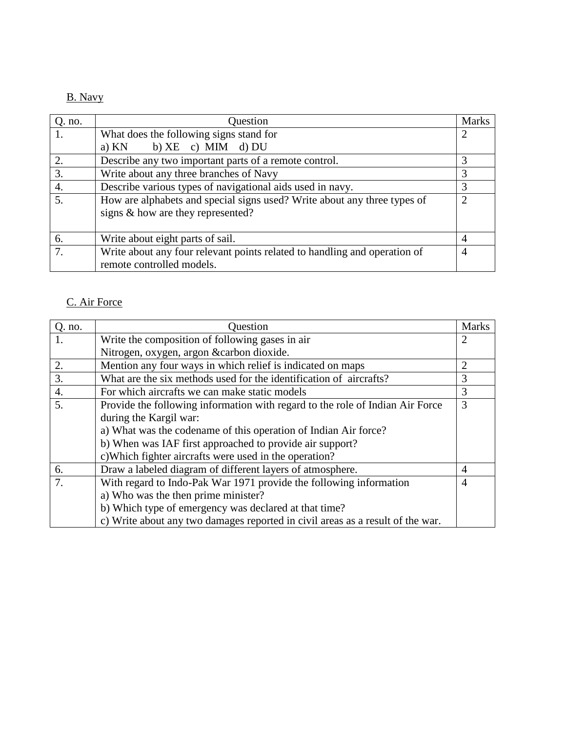B. Navy

| Q. no. | Question | Marks |
|---|---|---|
| 1. | What does the following signs stand for<br>a) KN b) XE c) MIM d) DU | 2 |
| 2. | Describe any two important parts of a remote control. | 3 |
| 3. | Write about any three branches of Navy | 3 |
| 4. | Describe various types of navigational aids used in navy. | 3 |
| 5. | How are alphabets and special signs used? Write about any three types of signs & how are they represented? | 2 |
| 6. | Write about eight parts of sail. | 4 |
| 7. | Write about any four relevant points related to handling and operation of remote controlled models. | 4 |

C. Air Force

| Q. no. | Question | Marks |
|---|---|---|
| 1. | Write the composition of following gases in air<br>Nitrogen, oxygen, argon &carbon dioxide. | 2 |
| 2. | Mention any four ways in which relief is indicated on maps | 2 |
| 3. | What are the six methods used for the identification of aircrafts? | 3 |
| 4. | For which aircrafts we can make static models | 3 |
| 5. | Provide the following information with regard to the role of Indian Air Force during the Kargil war:<br>a) What was the codename of this operation of Indian Air force?<br>b) When was IAF first approached to provide air support?<br>c)Which fighter aircrafts were used in the operation? | 3 |
| 6. | Draw a labeled diagram of different layers of atmosphere. | 4 |
| 7. | With regard to Indo-Pak War 1971 provide the following information<br>a) Who was the then prime minister?<br>b) Which type of emergency was declared at that time?<br>c) Write about any two damages reported in civil areas as a result of the war. | 4 |